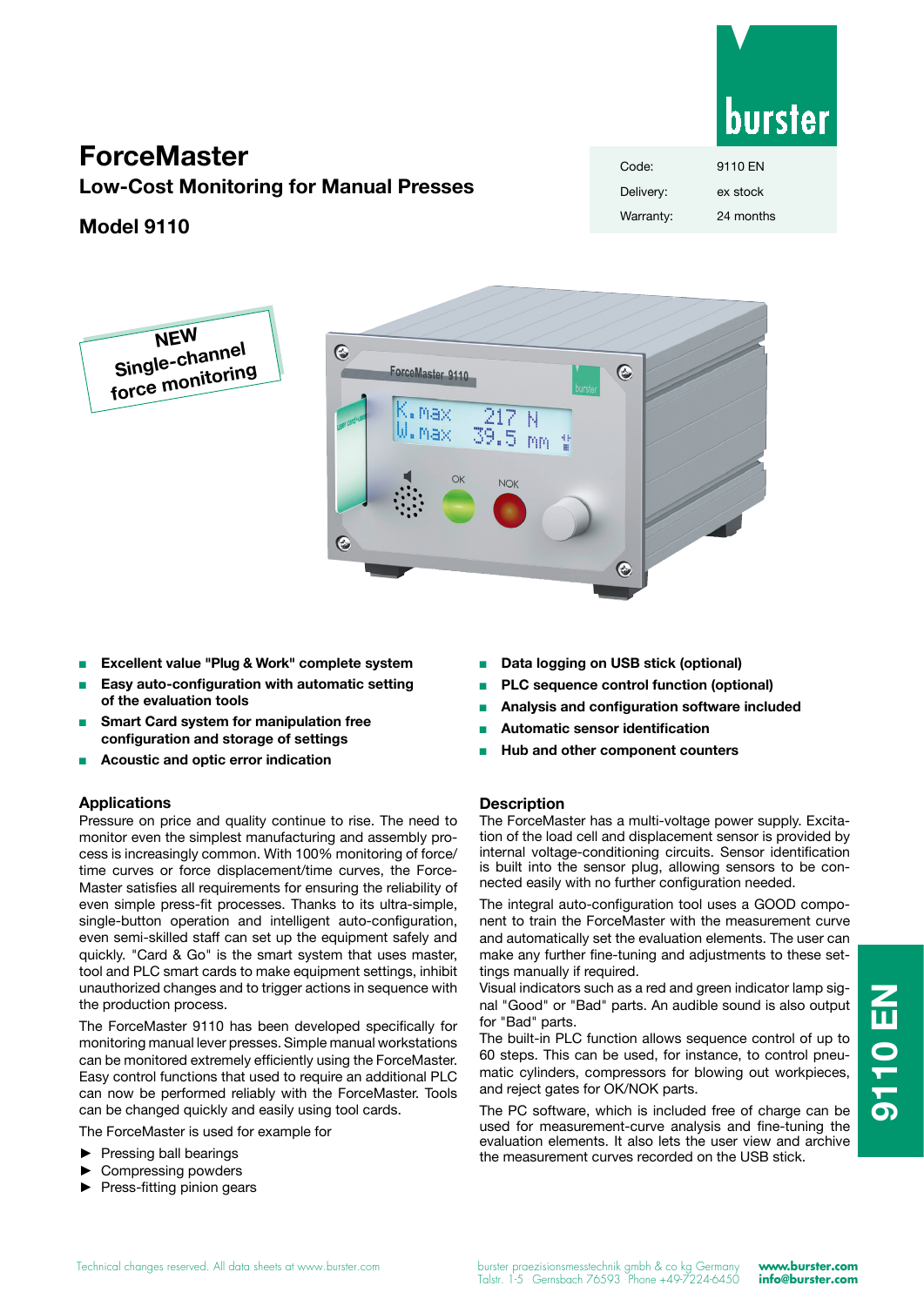# ForceMaster

## Low-Cost Monitoring for Manual Presses

## Model 9110

| Code: | 9110 EN |
|---|---|
| Delivery: | ex stock |
| Warranty: | 24 months |

NEW Single-channel force monitoring

- **Excellent value "Plug & Work" complete system**
- **Easy auto-configuration with automatic setting of the evaluation tools**
- **Smart Card system for manipulation free configuration and storage of settings**
- **Acoustic and optic error indication**
- **Data logging on USB stick (optional)**
- **PLC sequence control function (optional)**
- **Analysis and configuration software included**
- **Automatic sensor identification**
- **Hub and other component counters**

### Applications

Pressure on price and quality continue to rise. The need to monitor even the simplest manufacturing and assembly process is increasingly common. With 100% monitoring of force/time curves or force displacement/time curves, the ForceMaster satisfies all requirements for ensuring the reliability of even simple press-fit processes. Thanks to its ultra-simple, single-button operation and intelligent auto-configuration, even semi-skilled staff can set up the equipment safely and quickly. "Card & Go" is the smart system that uses master, tool and PLC smart cards to make equipment settings, inhibit unauthorized changes and to trigger actions in sequence with the production process.

The ForceMaster 9110 has been developed specifically for monitoring manual lever presses. Simple manual workstations can be monitored extremely efficiently using the ForceMaster. Easy control functions that used to require an additional PLC can now be performed reliably with the ForceMaster. Tools can be changed quickly and easily using tool cards.

The ForceMaster is used for example for

- ► Pressing ball bearings
- ► Compressing powders
- ► Press-fitting pinion gears

### Description

The ForceMaster has a multi-voltage power supply. Excitation of the load cell and displacement sensor is provided by internal voltage-conditioning circuits. Sensor identification is built into the sensor plug, allowing sensors to be connected easily with no further configuration needed.

The integral auto-configuration tool uses a GOOD component to train the ForceMaster with the measurement curve and automatically set the evaluation elements. The user can make any further fine-tuning and adjustments to these settings manually if required.

Visual indicators such as a red and green indicator lamp signal "Good" or "Bad" parts. An audible sound is also output for "Bad" parts.

The built-in PLC function allows sequence control of up to 60 steps. This can be used, for instance, to control pneumatic cylinders, compressors for blowing out workpieces, and reject gates for OK/NOK parts.

The PC software, which is included free of charge can be used for measurement-curve analysis and fine-tuning the evaluation elements. It also lets the user view and archive the measurement curves recorded on the USB stick.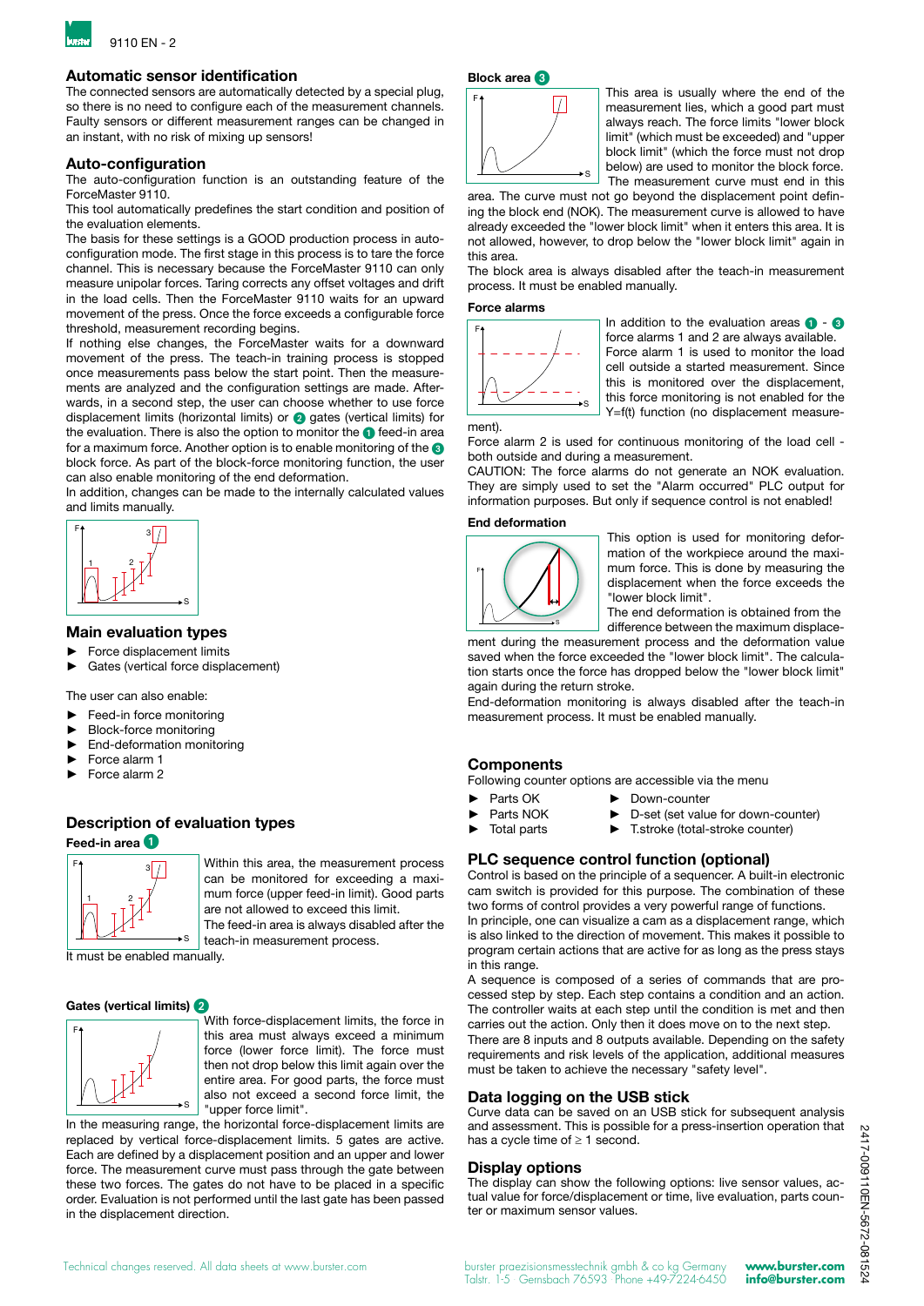## Automatic sensor identification

The connected sensors are automatically detected by a special plug, so there is no need to configure each of the measurement channels. Faulty sensors or different measurement ranges can be changed in an instant, with no risk of mixing up sensors!

## Auto-configuration

The auto-configuration function is an outstanding feature of the ForceMaster 9110.

This tool automatically predefines the start condition and position of the evaluation elements.

The basis for these settings is a GOOD production process in auto-configuration mode. The first stage in this process is to tare the force channel. This is necessary because the ForceMaster 9110 can only measure unipolar forces. Taring corrects any offset voltages and drift in the load cells. Then the ForceMaster 9110 waits for an upward movement of the press. Once the force exceeds a configurable force threshold, measurement recording begins.

If nothing else changes, the ForceMaster waits for a downward movement of the press. The teach-in training process is stopped once measurements pass below the start point. Then the measurements are analyzed and the configuration settings are made. Afterwards, in a second step, the user can choose whether to use force displacement limits (horizontal limits) or 2 gates (vertical limits) for the evaluation. There is also the option to monitor the 1 feed-in area for a maximum force. Another option is to enable monitoring of the 3 block force. As part of the block-force monitoring function, the user can also enable monitoring of the end deformation.

In addition, changes can be made to the internally calculated values and limits manually.

## Main evaluation types

- Force displacement limits
- Gates (vertical force displacement)

The user can also enable:

- Feed-in force monitoring
- Block-force monitoring
- End-deformation monitoring
- Force alarm 1
- Force alarm 2

## Description of evaluation types

### Feed-in area 1

Within this area, the measurement process can be monitored for exceeding a maximum force (upper feed-in limit). Good parts are not allowed to exceed this limit.

The feed-in area is always disabled after the teach-in measurement process. It must be enabled manually.

### Gates (vertical limits) 2

With force-displacement limits, the force in this area must always exceed a minimum force (lower force limit). The force must then not drop below this limit again over the entire area. For good parts, the force must also not exceed a second force limit, the "upper force limit".

In the measuring range, the horizontal force-displacement limits are replaced by vertical force-displacement limits. 5 gates are active. Each are defined by a displacement position and an upper and lower force. The measurement curve must pass through the gate between these two forces. The gates do not have to be placed in a specific order. Evaluation is not performed until the last gate has been passed in the displacement direction.

### Block area 3

This area is usually where the end of the measurement lies, which a good part must always reach. The force limits "lower block limit" (which must be exceeded) and "upper block limit" (which the force must not drop below) are used to monitor the block force. The measurement curve must end in this area. The curve must not go beyond the displacement point defining the block end (NOK). The measurement curve is allowed to have already exceeded the "lower block limit" when it enters this area. It is not allowed, however, to drop below the "lower block limit" again in this area.

The block area is always disabled after the teach-in measurement process. It must be enabled manually.

### Force alarms

In addition to the evaluation areas 1 - 3 force alarms 1 and 2 are always available. Force alarm 1 is used to monitor the load cell outside a started measurement. Since this is monitored over the displacement, this force monitoring is not enabled for the Y=f(t) function (no displacement measurement).

Force alarm 2 is used for continuous monitoring of the load cell - both outside and during a measurement.

CAUTION: The force alarms do not generate an NOK evaluation. They are simply used to set the "Alarm occurred" PLC output for information purposes. But only if sequence control is not enabled!

### End deformation

This option is used for monitoring deformation of the workpiece around the maximum force. This is done by measuring the displacement when the force exceeds the "lower block limit".

The end deformation is obtained from the difference between the maximum displacement during the measurement process and the deformation value saved when the force exceeded the "lower block limit". The calculation starts once the force has dropped below the "lower block limit" again during the return stroke.

End-deformation monitoring is always disabled after the teach-in measurement process. It must be enabled manually.

## Components

Following counter options are accessible via the menu

- Parts OK
- Parts NOK
- Total parts
- Down-counter
- D-set (set value for down-counter)
- T.stroke (total-stroke counter)

## PLC sequence control function (optional)

Control is based on the principle of a sequencer. A built-in electronic cam switch is provided for this purpose. The combination of these two forms of control provides a very powerful range of functions.

In principle, one can visualize a cam as a displacement range, which is also linked to the direction of movement. This makes it possible to program certain actions that are active for as long as the press stays in this range.

A sequence is composed of a series of commands that are processed step by step. Each step contains a condition and an action. The controller waits at each step until the condition is met and then carries out the action. Only then it does move on to the next step.

There are 8 inputs and 8 outputs available. Depending on the safety requirements and risk levels of the application, additional measures must be taken to achieve the necessary "safety level".

## Data logging on the USB stick

Curve data can be saved on an USB stick for subsequent analysis and assessment. This is possible for a press-insertion operation that has a cycle time of ≥ 1 second.

## Display options

The display can show the following options: live sensor values, actual value for force/displacement or time, live evaluation, parts counter or maximum sensor values.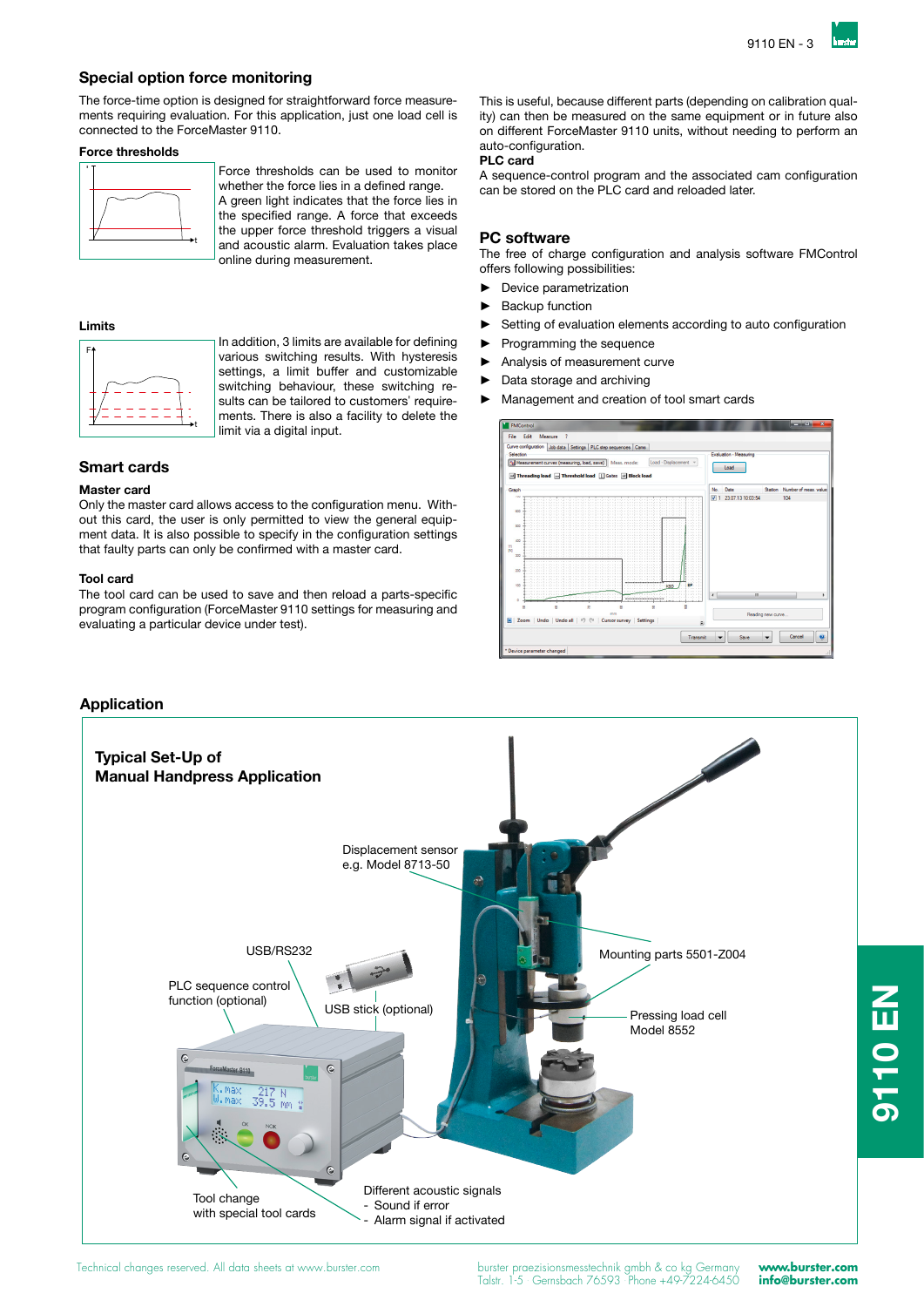## Special option force monitoring

The force-time option is designed for straightforward force measurements requiring evaluation. For this application, just one load cell is connected to the ForceMaster 9110.

### Force thresholds

Force thresholds can be used to monitor whether the force lies in a defined range. A green light indicates that the force lies in the specified range. A force that exceeds the upper force threshold triggers a visual and acoustic alarm. Evaluation takes place online during measurement.

### Limits

In addition, 3 limits are available for defining various switching results. With hysteresis settings, a limit buffer and customizable switching behaviour, these switching results can be tailored to customers' requirements. There is also a facility to delete the limit via a digital input.

## Smart cards

### Master card

Only the master card allows access to the configuration menu. Without this card, the user is only permitted to view the general equipment data. It is also possible to specify in the configuration settings that faulty parts can only be confirmed with a master card.

### Tool card

The tool card can be used to save and then reload a parts-specific program configuration (ForceMaster 9110 settings for measuring and evaluating a particular device under test).

This is useful, because different parts (depending on calibration quality) can then be measured on the same equipment or in future also on different ForceMaster 9110 units, without needing to perform an auto-configuration.

### PLC card

A sequence-control program and the associated cam configuration can be stored on the PLC card and reloaded later.

## PC software

The free of charge configuration and analysis software FMControl offers following possibilities:

- Device parametrization
- Backup function
- Setting of evaluation elements according to auto configuration
- Programming the sequence
- Analysis of measurement curve
- Data storage and archiving
- Management and creation of tool smart cards

## Application

### Typical Set-Up of Manual Handpress Application

Displacement sensor e.g. Model 8713-50

USB/RS232

PLC sequence control function (optional)

USB stick (optional)

Mounting parts 5501-Z004

Pressing load cell Model 8552

Tool change with special tool cards

Different acoustic signals
- Sound if error
- Alarm signal if activated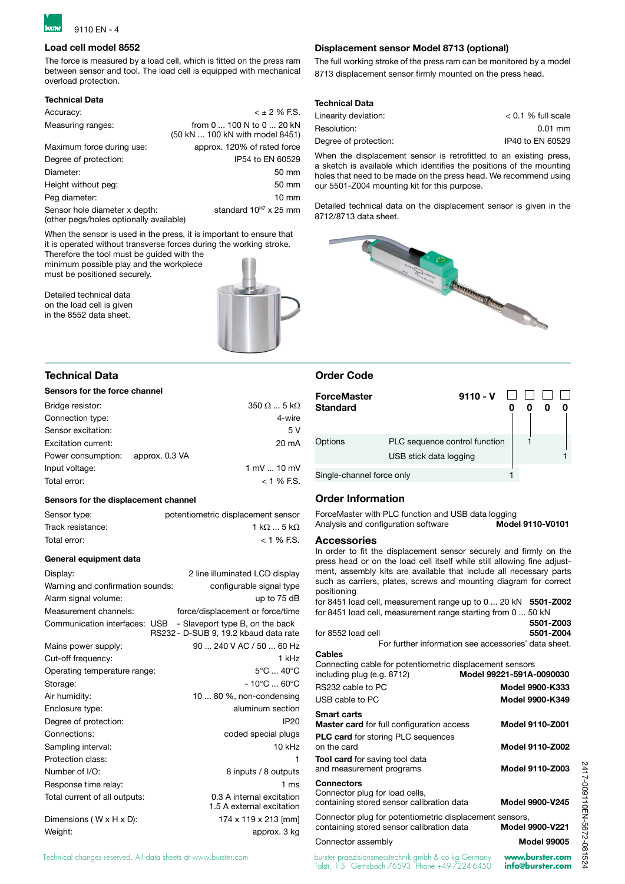## Load cell model 8552

The force is measured by a load cell, which is fitted on the press ram between sensor and tool. The load cell is equipped with mechanical overload protection.

### Technical Data

| | |
|---|---|
| Accuracy: | < ± 2 % F.S. |
| Measuring ranges: | from 0 ... 100 N to 0 ... 20 kN (50 kN ... 100 kN with model 8451) |
| Maximum force during use: | approx. 120% of rated force |
| Degree of protection: | IP54 to EN 60529 |
| Diameter: | 50 mm |
| Height without peg: | 50 mm |
| Peg diameter: | 10 mm |
| Sensor hole diameter x depth: (other pegs/holes optionally available) | standard 10[H7] x 25 mm |

When the sensor is used in the press, it is important to ensure that it is operated without transverse forces during the working stroke. Therefore the tool must be guided with the minimum possible play and the workpiece must be positioned securely.

Detailed technical data on the load cell is given in the 8552 data sheet.

## Displacement sensor Model 8713 (optional)

The full working stroke of the press ram can be monitored by a model 8713 displacement sensor firmly mounted on the press head.

### Technical Data

| | |
|---|---|
| Linearity deviation: | < 0.1 % full scale |
| Resolution: | 0.01 mm |
| Degree of protection: | IP40 to EN 60529 |

When the displacement sensor is retrofitted to an existing press, a sketch is available which identifies the positions of the mounting holes that need to be made on the press head. We recommend using our 5501-Z004 mounting kit for this purpose.

Detailed technical data on the displacement sensor is given in the 8712/8713 data sheet.

## Technical Data

### Sensors for the force channel

| | |
|---|---|
| Bridge resistor: | 350 Ω ... 5 kΩ |
| Connection type: | 4-wire |
| Sensor excitation: | 5 V |
| Excitation current: | 20 mA |
| Power consumption: | approx. 0.3 VA |
| Input voltage: | 1 mV ... 10 mV |
| Total error: | < 1 % F.S. |

### Sensors for the displacement channel

| | |
|---|---|
| Sensor type: | potentiometric displacement sensor |
| Track resistance: | 1 kΩ ... 5 kΩ |
| Total error: | < 1 % F.S. |

### General equipment data

| | |
|---|---|
| Display: | 2 line illuminated LCD display |
| Warning and confirmation sounds: | configurable signal type |
| Alarm signal volume: | up to 75 dB |
| Measurement channels: | force/displacement or force/time |
| Communication interfaces: | USB - Slaveport type B, on the back; RS232 - D-SUB 9, 19.2 kbaud data rate |
| Mains power supply: | 90 ... 240 V AC / 50 ... 60 Hz |
| Cut-off frequency: | 1 kHz |
| Operating temperature range: | 5°C ... 40°C |
| Storage: | - 10°C ... 60°C |
| Air humidity: | 10 ... 80 %, non-condensing |
| Enclosure type: | aluminum section |
| Degree of protection: | IP20 |
| Connections: | coded special plugs |
| Sampling interval: | 10 kHz |
| Protection class: | 1 |
| Number of I/O: | 8 inputs / 8 outputs |
| Response time relay: | 1 ms |
| Total current of all outputs: | 0.3 A internal excitation; 1.5 A external excitation |
| Dimensions ( W x H x D): | 174 x 119 x 213 [mm] |
| Weight: | approx. 3 kg |

## Order Code

**ForceMaster Standard** **9110 - V** □ □ □ □

| | | | | | |
|---|---|---|---|---|---|
| **ForceMaster Standard** | **9110 - V** | **0** | **0** | **0** | **0** |
| Options | PLC sequence control function | | 1 | | |
| | USB stick data logging | | | | 1 |
| Single-channel force only | | 1 | | | |

## Order Information

ForceMaster with PLC function and USB data logging
Analysis and configuration software **Model 9110-V0101**

## Accessories

In order to fit the displacement sensor securely and firmly on the press head or on the load cell itself while still allowing fine adjustment, assembly kits are available that include all necessary parts such as carriers, plates, screws and mounting diagram for correct positioning

| | |
|---|---|
| for 8451 load cell, measurement range up to 0 ... 20 kN | **5501-Z002** |
| for 8451 load cell, measurement range starting from 0 ... 50 kN | **5501-Z003** |
| for 8552 load cell | **5501-Z004** |

For further information see accessories' data sheet.

**Cables**

| | |
|---|---|
| Connecting cable for potentiometric displacement sensors including plug (e.g. 8712) | **Model 99221-591A-0090030** |
| RS232 cable to PC | **Model 9900-K333** |
| USB cable to PC | **Model 9900-K349** |

**Smart carts**

| | |
|---|---|
| **Master card** for full configuration access | **Model 9110-Z001** |
| **PLC card** for storing PLC sequences on the card | **Model 9110-Z002** |
| **Tool card** for saving tool data and measurement programs | **Model 9110-Z003** |

**Connectors**

| | |
|---|---|
| Connector plug for load cells, containing stored sensor calibration data | **Model 9900-V245** |
| Connector plug for potentiometric displacement sensors, containing stored sensor calibration data | **Model 9900-V221** |
| Connector assembly | **Model 99005** |

Technical changes reserved. All data sheets at www.burster.com

burster praezisionsmesstechnik gmbh & co kg Germany · Talstr. 1-5 · Gernsbach 76593 · Phone +49-7224-6450 · www.burster.com · info@burster.com